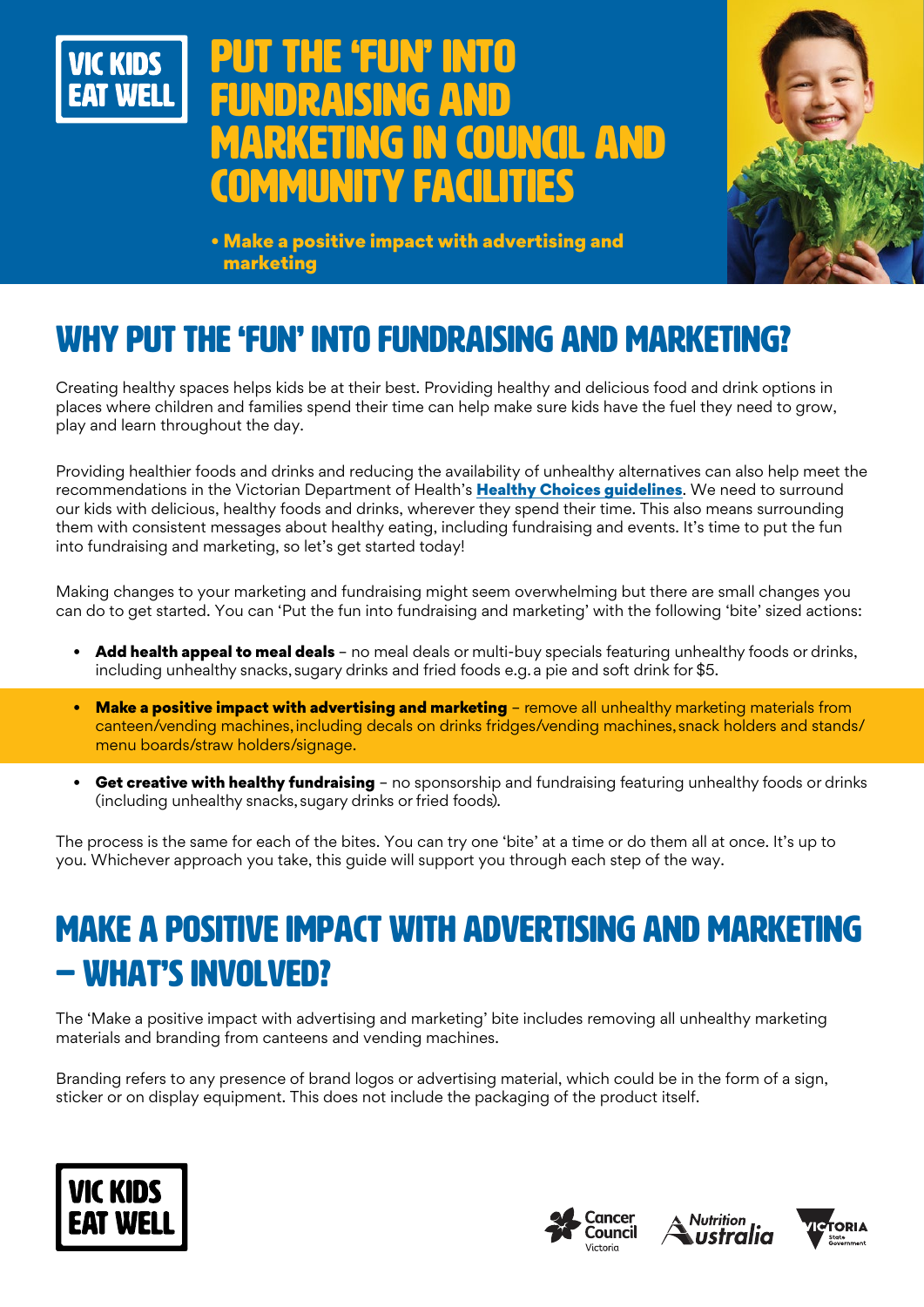VIC KIDS EAT WELL

# PUT THE 'FUN' INTO FUNDRAISING AND MARKETING IN COUNCIL AND COMMUNITY FACILITIES

- **Make a positive impact with advertising and marketing**

## WHY PUT THE 'FUN' INTO FUNDRAISING AND MARKETING?

Creating healthy spaces helps kids be at their best. Providing healthy and delicious food and drink options in places where children and families spend their time can help make sure kids have the fuel they need to grow, play and learn throughout the day.

Providing healthier foods and drinks and reducing the availability of unhealthy alternatives can also help meet the recommendations in the Victorian Department of Health's **Healthy Choices guidelines**. We need to surround our kids with delicious, healthy foods and drinks, wherever they spend their time. This also means surrounding them with consistent messages about healthy eating, including fundraising and events. It's time to put the fun into fundraising and marketing, so let's get started today!

Making changes to your marketing and fundraising might seem overwhelming but there are small changes you can do to get started. You can 'Put the fun into fundraising and marketing' with the following 'bite' sized actions:

- **Add health appeal to meal deals** – no meal deals or multi-buy specials featuring unhealthy foods or drinks, including unhealthy snacks, sugary drinks and fried foods e.g. a pie and soft drink for $5.
- **Make a positive impact with advertising and marketing** – remove all unhealthy marketing materials from canteen/vending machines, including decals on drinks fridges/vending machines, snack holders and stands/menu boards/straw holders/signage.
- **Get creative with healthy fundraising** – no sponsorship and fundraising featuring unhealthy foods or drinks (including unhealthy snacks, sugary drinks or fried foods).

The process is the same for each of the bites. You can try one 'bite' at a time or do them all at once. It's up to you. Whichever approach you take, this guide will support you through each step of the way.

## MAKE A POSITIVE IMPACT WITH ADVERTISING AND MARKETING – WHAT'S INVOLVED?

The 'Make a positive impact with advertising and marketing' bite includes removing all unhealthy marketing materials and branding from canteens and vending machines.

Branding refers to any presence of brand logos or advertising material, which could be in the form of a sign, sticker or on display equipment. This does not include the packaging of the product itself.

VIC KIDS EAT WELL

Cancer Council Victoria | Nutrition Australia | Victoria State Government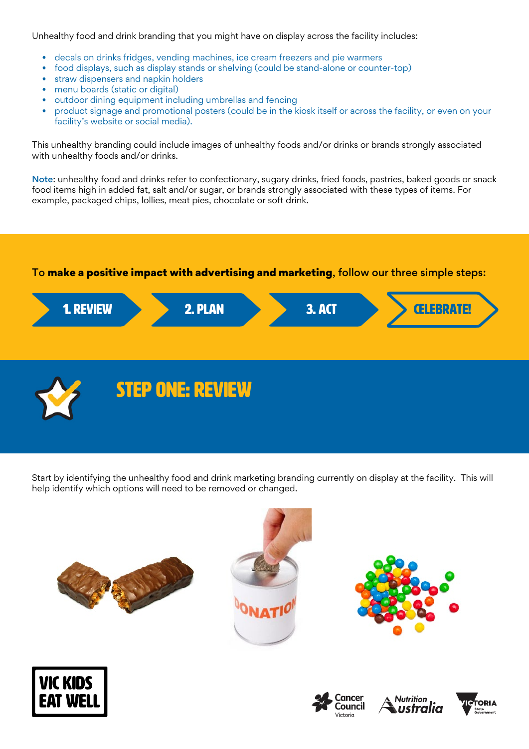Unhealthy food and drink branding that you might have on display across the facility includes:

- decals on drinks fridges, vending machines, ice cream freezers and pie warmers
- food displays, such as display stands or shelving (could be stand-alone or counter-top)
- straw dispensers and napkin holders
- menu boards (static or digital)
- outdoor dining equipment including umbrellas and fencing
- product signage and promotional posters (could be in the kiosk itself or across the facility, or even on your facility's website or social media).

This unhealthy branding could include images of unhealthy foods and/or drinks or brands strongly associated with unhealthy foods and/or drinks.

**Note**: unhealthy food and drinks refer to confectionary, sugary drinks, fried foods, pastries, baked goods or snack food items high in added fat, salt and/or sugar, or brands strongly associated with these types of items. For example, packaged chips, lollies, meat pies, chocolate or soft drink.

To **make a positive impact with advertising and marketing**, follow our three simple steps:

**1. REVIEW** → **2. PLAN** → **3. ACT** → **CELEBRATE!**

## STEP ONE: REVIEW

Start by identifying the unhealthy food and drink marketing branding currently on display at the facility. This will help identify which options will need to be removed or changed.

VIC KIDS EAT WELL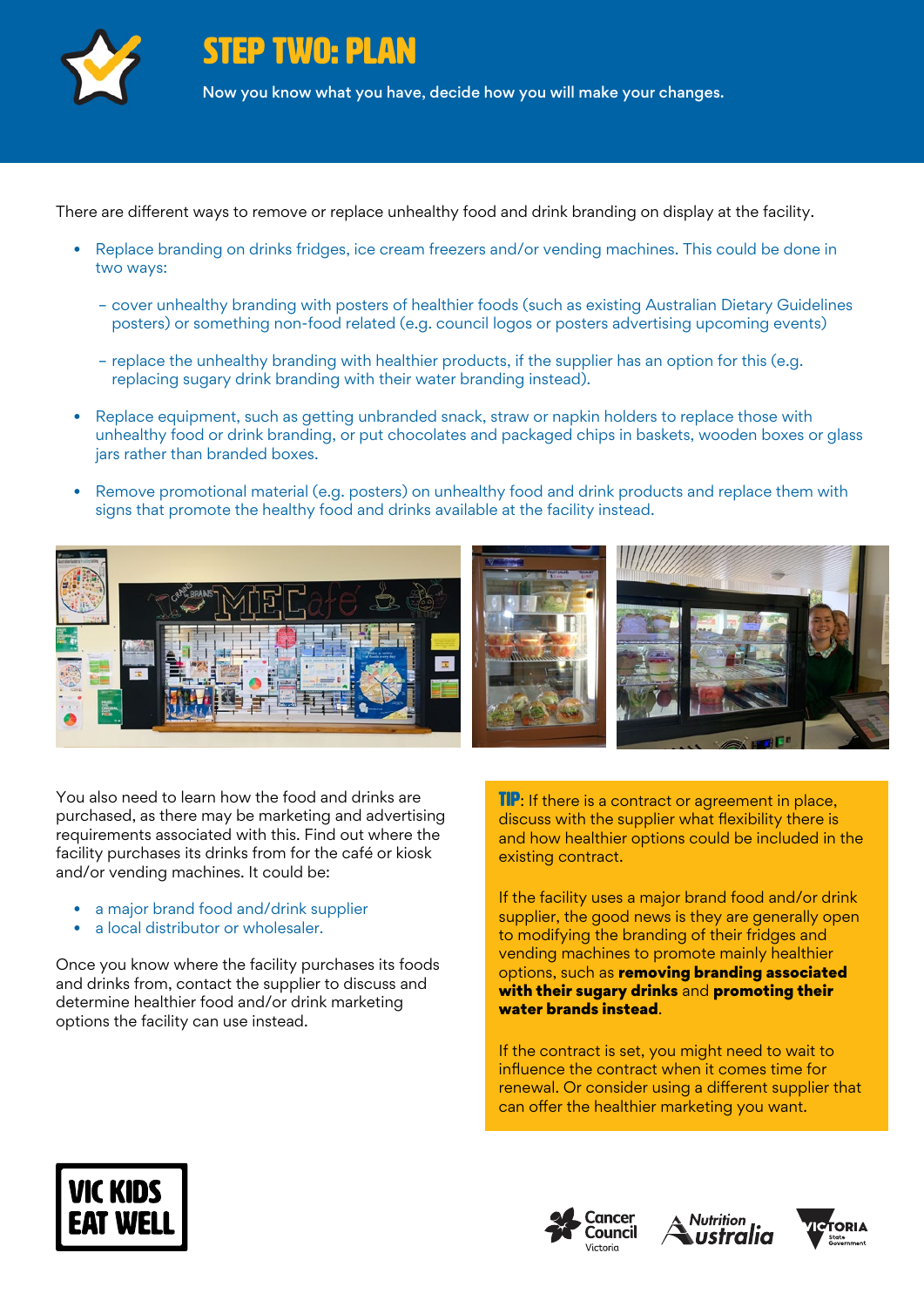# STEP TWO: PLAN

Now you know what you have, decide how you will make your changes.

There are different ways to remove or replace unhealthy food and drink branding on display at the facility.

- Replace branding on drinks fridges, ice cream freezers and/or vending machines. This could be done in two ways:
  - cover unhealthy branding with posters of healthier foods (such as existing Australian Dietary Guidelines posters) or something non-food related (e.g. council logos or posters advertising upcoming events)
  - replace the unhealthy branding with healthier products, if the supplier has an option for this (e.g. replacing sugary drink branding with their water branding instead).
- Replace equipment, such as getting unbranded snack, straw or napkin holders to replace those with unhealthy food or drink branding, or put chocolates and packaged chips in baskets, wooden boxes or glass jars rather than branded boxes.
- Remove promotional material (e.g. posters) on unhealthy food and drink products and replace them with signs that promote the healthy food and drinks available at the facility instead.

You also need to learn how the food and drinks are purchased, as there may be marketing and advertising requirements associated with this. Find out where the facility purchases its drinks from for the café or kiosk and/or vending machines. It could be:

- a major brand food and/or drink supplier
- a local distributor or wholesaler.

Once you know where the facility purchases its foods and drinks from, contact the supplier to discuss and determine healthier food and/or drink marketing options the facility can use instead.

**TIP**: If there is a contract or agreement in place, discuss with the supplier what flexibility there is and how healthier options could be included in the existing contract.

If the facility uses a major brand food and/or drink supplier, the good news is they are generally open to modifying the branding of their fridges and vending machines to promote mainly healthier options, such as **removing branding associated with their sugary drinks** and **promoting their water brands instead**.

If the contract is set, you might need to wait to influence the contract when it comes time for renewal. Or consider using a different supplier that can offer the healthier marketing you want.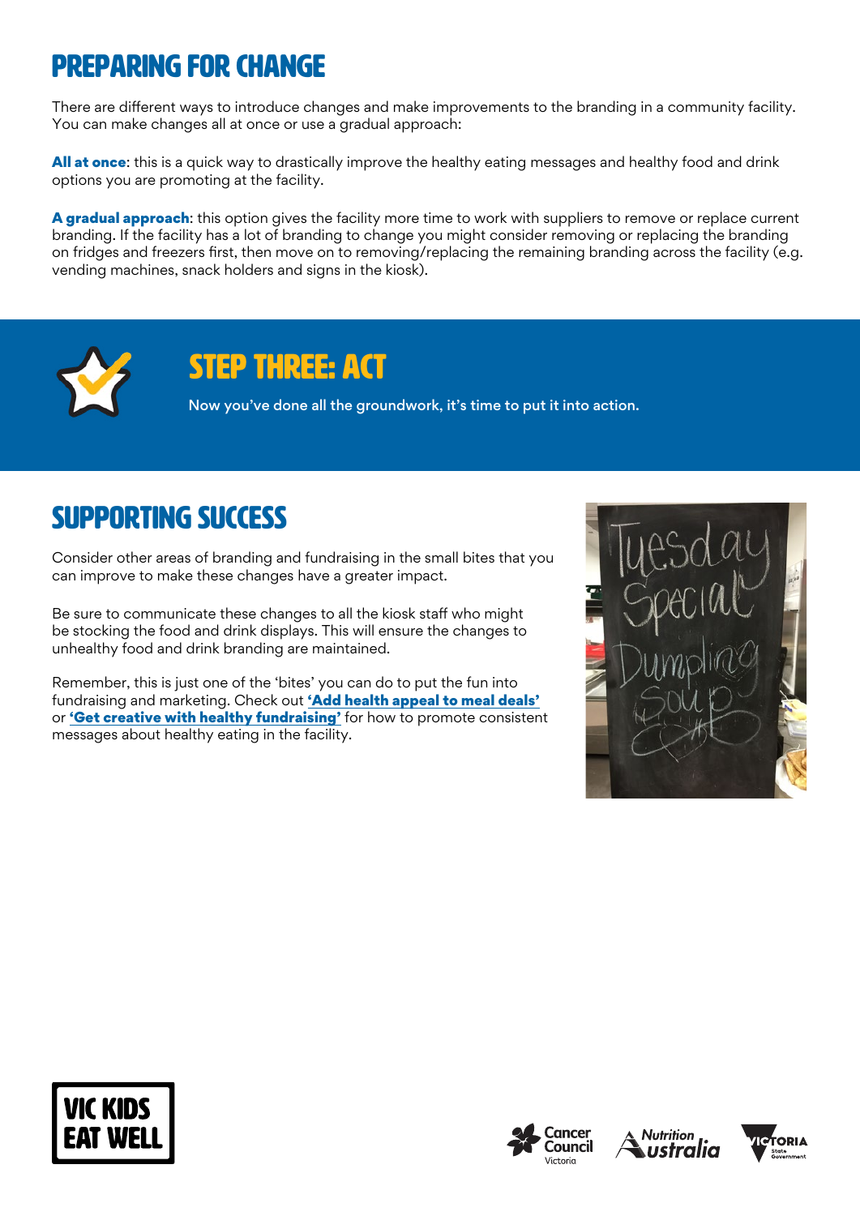# PREPARING FOR CHANGE

There are different ways to introduce changes and make improvements to the branding in a community facility. You can make changes all at once or use a gradual approach:

**All at once**: this is a quick way to drastically improve the healthy eating messages and healthy food and drink options you are promoting at the facility.

**A gradual approach**: this option gives the facility more time to work with suppliers to remove or replace current branding. If the facility has a lot of branding to change you might consider removing or replacing the branding on fridges and freezers first, then move on to removing/replacing the remaining branding across the facility (e.g. vending machines, snack holders and signs in the kiosk).

# STEP THREE: ACT

Now you've done all the groundwork, it's time to put it into action.

# SUPPORTING SUCCESS

Consider other areas of branding and fundraising in the small bites that you can improve to make these changes have a greater impact.

Be sure to communicate these changes to all the kiosk staff who might be stocking the food and drink displays. This will ensure the changes to unhealthy food and drink branding are maintained.

Remember, this is just one of the 'bites' you can do to put the fun into fundraising and marketing. Check out **'Add health appeal to meal deals'** or **'Get creative with healthy fundraising'** for how to promote consistent messages about healthy eating in the facility.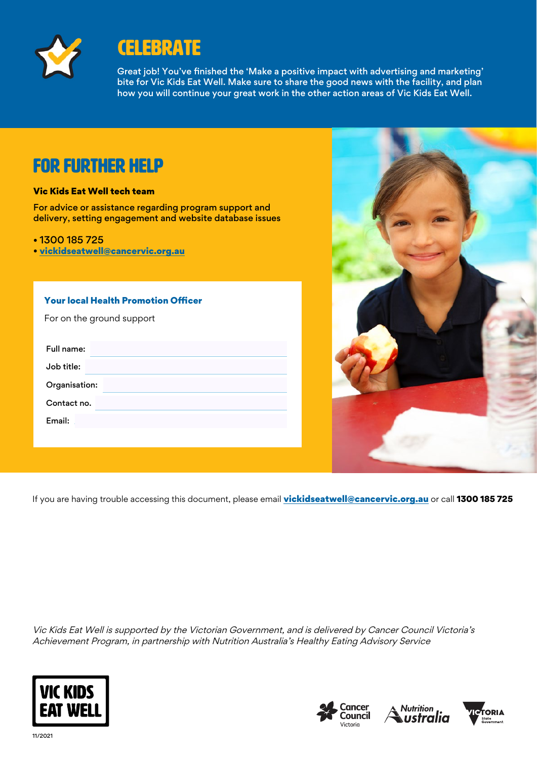# CELEBRATE

Great job! You've finished the 'Make a positive impact with advertising and marketing' bite for Vic Kids Eat Well. Make sure to share the good news with the facility, and plan how you will continue your great work in the other action areas of Vic Kids Eat Well.

## FOR FURTHER HELP

**Vic Kids Eat Well tech team**

For advice or assistance regarding program support and delivery, setting engagement and website database issues

- 1300 185 725
- **vickidseatwell@cancervic.org.au**

**Your local Health Promotion Officer**

For on the ground support

Full name:

Job title:

Organisation:

Contact no.

Email:

If you are having trouble accessing this document, please email **vickidseatwell@cancervic.org.au** or call **1300 185 725**

*Vic Kids Eat Well is supported by the Victorian Government, and is delivered by Cancer Council Victoria's Achievement Program, in partnership with Nutrition Australia's Healthy Eating Advisory Service*

VIC KIDS EAT WELL

Cancer Council Victoria

Nutrition Australia

VICTORIA State Government

11/2021